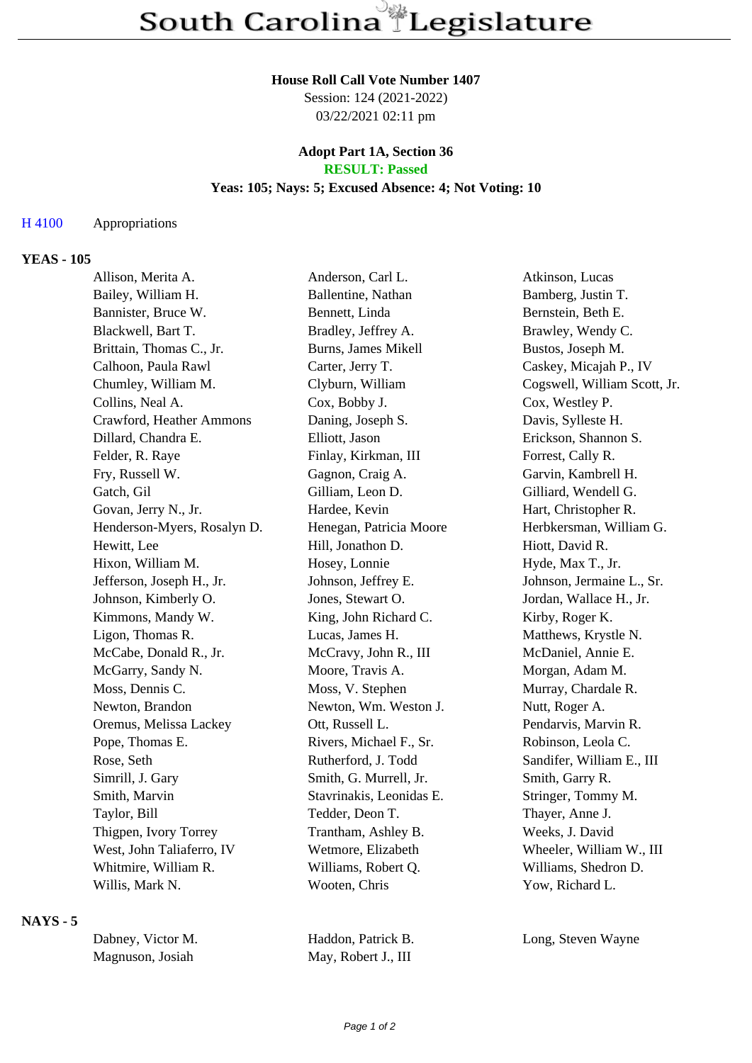# South Carolina Legislature

**House Roll Call Vote Number 1407**
Session: 124 (2021-2022)
03/22/2021 02:11 pm

**Adopt Part 1A, Section 36**
**RESULT: Passed**
**Yeas: 105; Nays: 5; Excused Absence: 4; Not Voting: 10**

H 4100 Appropriations

## YEAS - 105

| | | |
|---|---|---|
| Allison, Merita A. | Anderson, Carl L. | Atkinson, Lucas |
| Bailey, William H. | Ballentine, Nathan | Bamberg, Justin T. |
| Bannister, Bruce W. | Bennett, Linda | Bernstein, Beth E. |
| Blackwell, Bart T. | Bradley, Jeffrey A. | Brawley, Wendy C. |
| Brittain, Thomas C., Jr. | Burns, James Mikell | Bustos, Joseph M. |
| Calhoon, Paula Rawl | Carter, Jerry T. | Caskey, Micajah P., IV |
| Chumley, William M. | Clyburn, William | Cogswell, William Scott, Jr. |
| Collins, Neal A. | Cox, Bobby J. | Cox, Westley P. |
| Crawford, Heather Ammons | Daning, Joseph S. | Davis, Sylleste H. |
| Dillard, Chandra E. | Elliott, Jason | Erickson, Shannon S. |
| Felder, R. Raye | Finlay, Kirkman, III | Forrest, Cally R. |
| Fry, Russell W. | Gagnon, Craig A. | Garvin, Kambrell H. |
| Gatch, Gil | Gilliam, Leon D. | Gilliard, Wendell G. |
| Govan, Jerry N., Jr. | Hardee, Kevin | Hart, Christopher R. |
| Henderson-Myers, Rosalyn D. | Henegan, Patricia Moore | Herbkersman, William G. |
| Hewitt, Lee | Hill, Jonathon D. | Hiott, David R. |
| Hixon, William M. | Hosey, Lonnie | Hyde, Max T., Jr. |
| Jefferson, Joseph H., Jr. | Johnson, Jeffrey E. | Johnson, Jermaine L., Sr. |
| Johnson, Kimberly O. | Jones, Stewart O. | Jordan, Wallace H., Jr. |
| Kimmons, Mandy W. | King, John Richard C. | Kirby, Roger K. |
| Ligon, Thomas R. | Lucas, James H. | Matthews, Krystle N. |
| McCabe, Donald R., Jr. | McCravy, John R., III | McDaniel, Annie E. |
| McGarry, Sandy N. | Moore, Travis A. | Morgan, Adam M. |
| Moss, Dennis C. | Moss, V. Stephen | Murray, Chardale R. |
| Newton, Brandon | Newton, Wm. Weston J. | Nutt, Roger A. |
| Oremus, Melissa Lackey | Ott, Russell L. | Pendarvis, Marvin R. |
| Pope, Thomas E. | Rivers, Michael F., Sr. | Robinson, Leola C. |
| Rose, Seth | Rutherford, J. Todd | Sandifer, William E., III |
| Simrill, J. Gary | Smith, G. Murrell, Jr. | Smith, Garry R. |
| Smith, Marvin | Stavrinakis, Leonidas E. | Stringer, Tommy M. |
| Taylor, Bill | Tedder, Deon T. | Thayer, Anne J. |
| Thigpen, Ivory Torrey | Trantham, Ashley B. | Weeks, J. David |
| West, John Taliaferro, IV | Wetmore, Elizabeth | Wheeler, William W., III |
| Whitmire, William R. | Williams, Robert Q. | Williams, Shedron D. |
| Willis, Mark N. | Wooten, Chris | Yow, Richard L. |

## NAYS - 5

| | | |
|---|---|---|
| Dabney, Victor M. | Haddon, Patrick B. | Long, Steven Wayne |
| Magnuson, Josiah | May, Robert J., III | |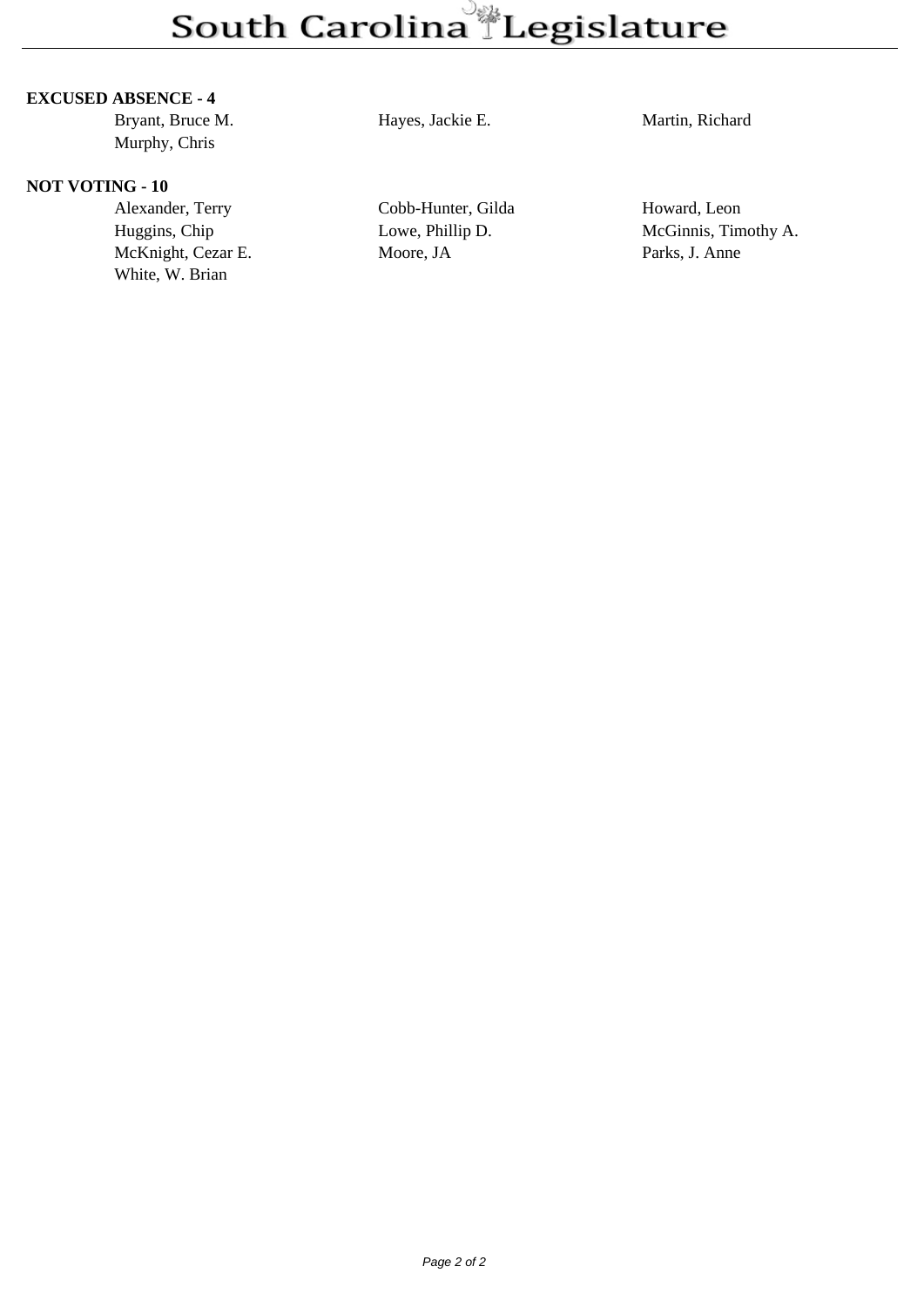**EXCUSED ABSENCE - 4**

| | | |
|---|---|---|
| Bryant, Bruce M. | Hayes, Jackie E. | Martin, Richard |
| Murphy, Chris | | |

**NOT VOTING - 10**

| | | |
|---|---|---|
| Alexander, Terry | Cobb-Hunter, Gilda | Howard, Leon |
| Huggins, Chip | Lowe, Phillip D. | McGinnis, Timothy A. |
| McKnight, Cezar E. | Moore, JA | Parks, J. Anne |
| White, W. Brian | | |